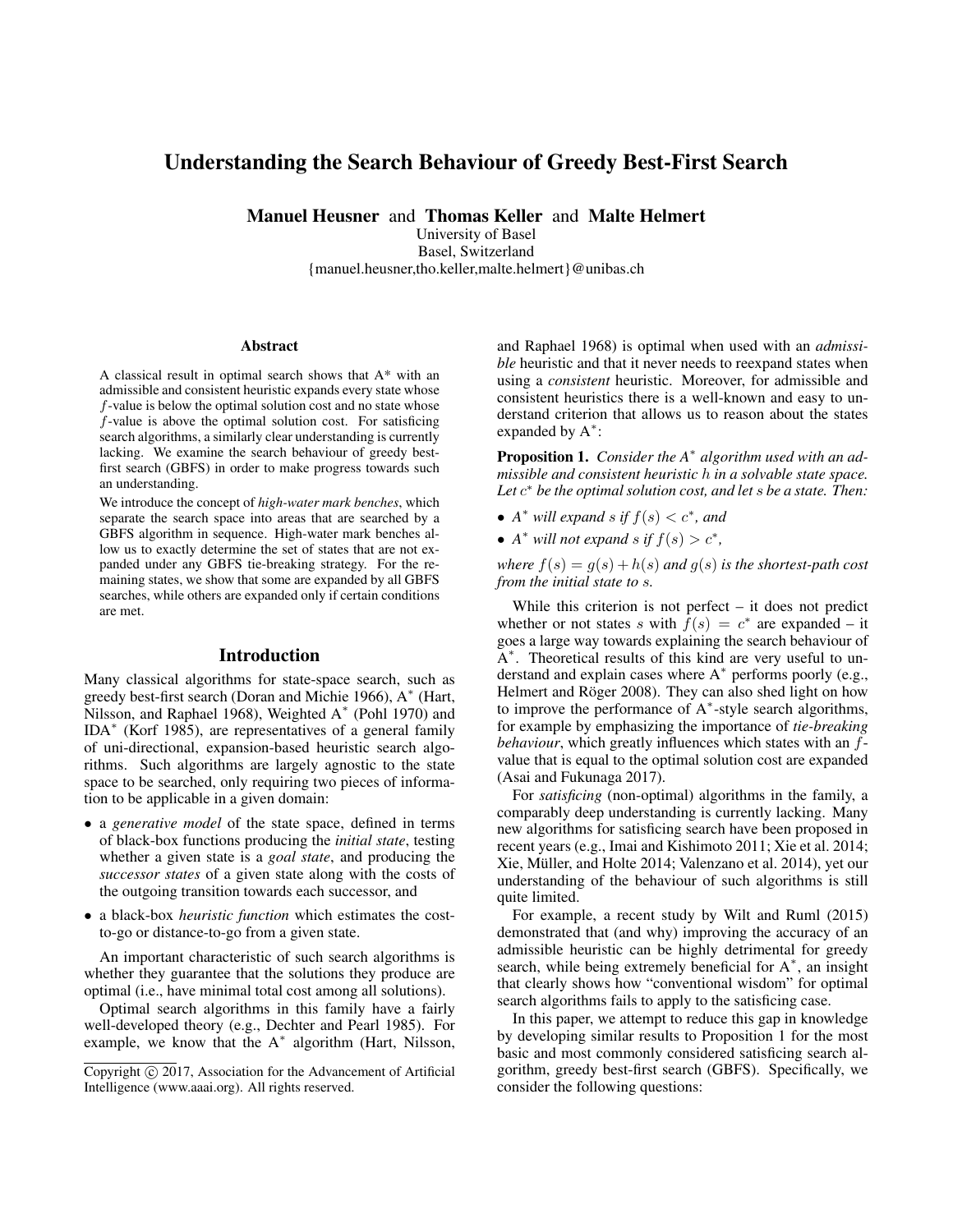# Understanding the Search Behaviour of Greedy Best-First Search

**Manuel Heusner** and **Thomas Keller** and **Malte Helmert**
University of Basel
Basel, Switzerland
{manuel.heusner,tho.keller,malte.helmert}@unibas.ch

## Abstract

A classical result in optimal search shows that A* with an admissible and consistent heuristic expands every state whose $f$-value is below the optimal solution cost and no state whose $f$-value is above the optimal solution cost. For satisficing search algorithms, a similarly clear understanding is currently lacking. We examine the search behaviour of greedy best-first search (GBFS) in order to make progress towards such an understanding.

We introduce the concept of *high-water mark benches*, which separate the search space into areas that are searched by a GBFS algorithm in sequence. High-water mark benches allow us to exactly determine the set of states that are not expanded under any GBFS tie-breaking strategy. For the remaining states, we show that some are expanded by all GBFS searches, while others are expanded only if certain conditions are met.

## Introduction

Many classical algorithms for state-space search, such as greedy best-first search (Doran and Michie 1966), A$^*$ (Hart, Nilsson, and Raphael 1968), Weighted A$^*$ (Pohl 1970) and IDA$^*$ (Korf 1985), are representatives of a general family of uni-directional, expansion-based heuristic search algorithms. Such algorithms are largely agnostic to the state space to be searched, only requiring two pieces of information to be applicable in a given domain:

- a *generative model* of the state space, defined in terms of black-box functions producing the *initial state*, testing whether a given state is a *goal state*, and producing the *successor states* of a given state along with the costs of the outgoing transition towards each successor, and
- a black-box *heuristic function* which estimates the cost-to-go or distance-to-go from a given state.

An important characteristic of such search algorithms is whether they guarantee that the solutions they produce are optimal (i.e., have minimal total cost among all solutions).

Optimal search algorithms in this family have a fairly well-developed theory (e.g., Dechter and Pearl 1985). For example, we know that the A$^*$ algorithm (Hart, Nilsson, and Raphael 1968) is optimal when used with an *admissible* heuristic and that it never needs to reexpand states when using a *consistent* heuristic. Moreover, for admissible and consistent heuristics there is a well-known and easy to understand criterion that allows us to reason about the states expanded by A$^*$:

**Proposition 1.** *Consider the A$^*$ algorithm used with an admissible and consistent heuristic $h$ in a solvable state space. Let $c^*$ be the optimal solution cost, and let $s$ be a state. Then:*

- *A$^*$ will expand $s$ if $f(s) < c^*$, and*
- *A$^*$ will not expand $s$ if $f(s) > c^*$,*

*where $f(s) = g(s) + h(s)$ and $g(s)$ is the shortest-path cost from the initial state to $s$.*

While this criterion is not perfect – it does not predict whether or not states $s$ with $f(s) = c^*$ are expanded – it goes a large way towards explaining the search behaviour of A$^*$. Theoretical results of this kind are very useful to understand and explain cases where A$^*$ performs poorly (e.g., Helmert and Röger 2008). They can also shed light on how to improve the performance of A$^*$-style search algorithms, for example by emphasizing the importance of *tie-breaking behaviour*, which greatly influences which states with an $f$-value that is equal to the optimal solution cost are expanded (Asai and Fukunaga 2017).

For *satisficing* (non-optimal) algorithms in the family, a comparably deep understanding is currently lacking. Many new algorithms for satisficing search have been proposed in recent years (e.g., Imai and Kishimoto 2011; Xie et al. 2014; Xie, Müller, and Holte 2014; Valenzano et al. 2014), yet our understanding of the behaviour of such algorithms is still quite limited.

For example, a recent study by Wilt and Ruml (2015) demonstrated that (and why) improving the accuracy of an admissible heuristic can be highly detrimental for greedy search, while being extremely beneficial for A$^*$, an insight that clearly shows how "conventional wisdom" for optimal search algorithms fails to apply to the satisficing case.

In this paper, we attempt to reduce this gap in knowledge by developing similar results to Proposition 1 for the most basic and most commonly considered satisficing search algorithm, greedy best-first search (GBFS). Specifically, we consider the following questions:

Copyright © 2017, Association for the Advancement of Artificial Intelligence (www.aaai.org). All rights reserved.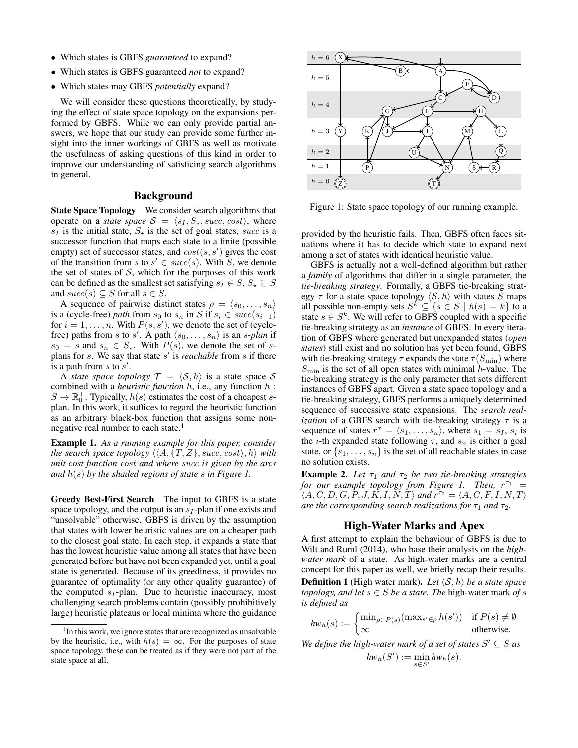- Which states is GBFS *guaranteed* to expand?
- Which states is GBFS guaranteed *not* to expand?
- Which states may GBFS *potentially* expand?

We will consider these questions theoretically, by studying the effect of state space topology on the expansions performed by GBFS. While we can only provide partial answers, we hope that our study can provide some further insight into the inner workings of GBFS as well as motivate the usefulness of asking questions of this kind in order to improve our understanding of satisficing search algorithms in general.

## Background

**State Space Topology** We consider search algorithms that operate on a *state space* $\mathcal{S} = \langle s_I, S_\star, succ, cost \rangle$, where $s_I$ is the initial state, $S_\star$ is the set of goal states, $succ$ is a successor function that maps each state to a finite (possible empty) set of successor states, and $cost(s, s')$ gives the cost of the transition from $s$ to $s' \in succ(s)$. With $S$, we denote the set of states of $\mathcal{S}$, which for the purposes of this work can be defined as the smallest set satisfying $s_I \in S$, $S_\star \subseteq S$ and $succ(s) \subseteq S$ for all $s \in S$.

A sequence of pairwise distinct states $\rho = \langle s_0, \ldots, s_n \rangle$ is a (cycle-free) *path* from $s_0$ to $s_n$ in $\mathcal{S}$ if $s_i \in succ(s_{i-1})$ for $i = 1, \ldots, n$. With $P(s, s')$, we denote the set of (cycle-free) paths from $s$ to $s'$. A path $\langle s_0, \ldots, s_n \rangle$ is an *s-plan* if $s_0 = s$ and $s_n \in S_\star$. With $P(s)$, we denote the set of $s$-plans for $s$. We say that state $s'$ is *reachable* from $s$ if there is a path from $s$ to $s'$.

A *state space topology* $\mathcal{T} = \langle \mathcal{S}, h \rangle$ is a state space $\mathcal{S}$ combined with a *heuristic function* $h$, i.e., any function $h : S \to \mathbb{R}_0^+$. Typically, $h(s)$ estimates the cost of a cheapest $s$-plan. In this work, it suffices to regard the heuristic function as an arbitrary black-box function that assigns some non-negative real number to each state.[1]

**Example 1.** *As a running example for this paper, consider the search space topology $\langle \langle A, \{T, Z\}, succ, cost \rangle, h \rangle$ with unit cost function $cost$ and where $succ$ is given by the arcs and $h(s)$ by the shaded regions of state $s$ in Figure 1.*

**Greedy Best-First Search** The input to GBFS is a state space topology, and the output is an $s_I$-plan if one exists and "unsolvable" otherwise. GBFS is driven by the assumption that states with lower heuristic values are on a cheaper path to the closest goal state. In each step, it expands a state that has the lowest heuristic value among all states that have been generated before but have not been expanded yet, until a goal state is generated. Because of its greediness, it provides no guarantee of optimality (or any other quality guarantee) of the computed $s_I$-plan. Due to heuristic inaccuracy, most challenging search problems contain (possibly prohibitively large) heuristic plateaus or local minima where the guidance provided by the heuristic fails. Then, GBFS often faces situations where it has to decide which state to expand next among a set of states with identical heuristic value.

[1] In this work, we ignore states that are recognized as unsolvable by the heuristic, i.e., with $h(s) = \infty$. For the purposes of state space topology, these can be treated as if they were not part of the state space at all.

Figure 1: State space topology of our running example.

GBFS is actually not a well-defined algorithm but rather a *family* of algorithms that differ in a single parameter, the *tie-breaking strategy*. Formally, a GBFS tie-breaking strategy $\tau$ for a state space topology $\langle \mathcal{S}, h \rangle$ with states $S$ maps all possible non-empty sets $S^k \subseteq \{s \in S \mid h(s) = k\}$ to a state $s \in S^k$. We will refer to GBFS coupled with a specific tie-breaking strategy as an *instance* of GBFS. In every iteration of GBFS where generated but unexpanded states (*open states*) still exist and no solution has yet been found, GBFS with tie-breaking strategy $\tau$ expands the state $\tau(S_{\min})$ where $S_{\min}$ is the set of all open states with minimal $h$-value. The tie-breaking strategy is the only parameter that sets different instances of GBFS apart. Given a state space topology and a tie-breaking strategy, GBFS performs a uniquely determined sequence of successive state expansions. The *search realization* of a GBFS search with tie-breaking strategy $\tau$ is a sequence of states $r^\tau = \langle s_1, \ldots, s_n \rangle$, where $s_1 = s_I$, $s_i$ is the $i$-th expanded state following $\tau$, and $s_n$ is either a goal state, or $\{s_1, \ldots, s_n\}$ is the set of all reachable states in case no solution exists.

**Example 2.** *Let $\tau_1$ and $\tau_2$ be two tie-breaking strategies for our example topology from Figure 1. Then, $r^{\tau_1} = \langle A, C, D, G, P, J, K, I, N, T \rangle$ and $r^{\tau_2} = \langle A, C, F, I, N, T \rangle$ are the corresponding search realizations for $\tau_1$ and $\tau_2$.*

## High-Water Marks and Apex

A first attempt to explain the behaviour of GBFS is due to Wilt and Ruml (2014), who base their analysis on the *high-water mark* of a state. As high-water marks are a central concept for this paper as well, we briefly recap their results.

**Definition 1** (High water mark). *Let $\langle \mathcal{S}, h \rangle$ be a state space topology, and let $s \in S$ be a state. The* high-water mark *of $s$ is defined as*

$$hw_h(s) := \begin{cases} \min_{\rho \in P(s)} (\max_{s' \in \rho} h(s')) & \text{if } P(s) \neq \emptyset \\ \infty & \text{otherwise.} \end{cases}$$

*We define the high-water mark of a set of states $S' \subseteq S$ as*

$$hw_h(S') := \min_{s \in S'} hw_h(s).$$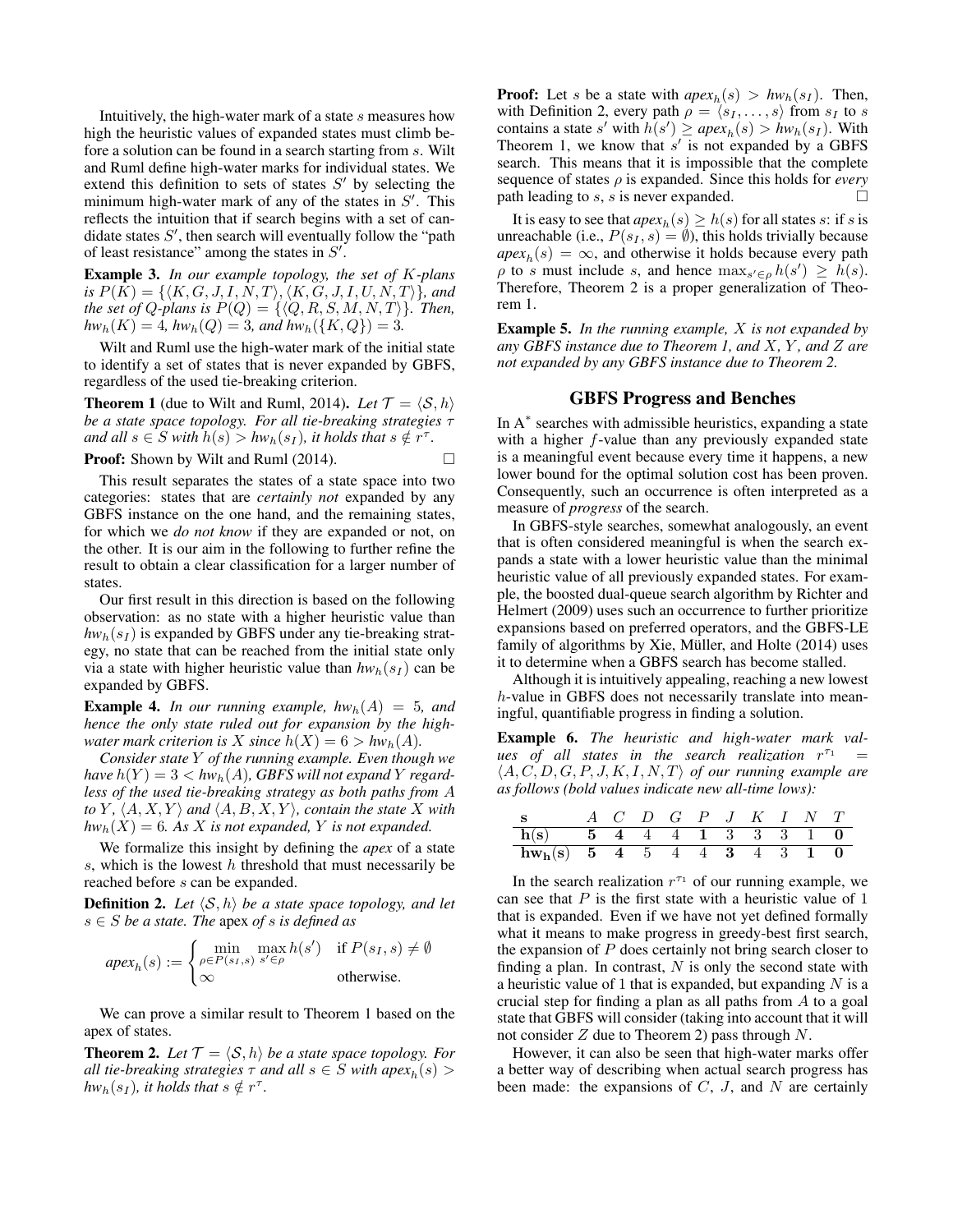Intuitively, the high-water mark of a state $s$ measures how high the heuristic values of expanded states must climb before a solution can be found in a search starting from $s$. Wilt and Ruml define high-water marks for individual states. We extend this definition to sets of states $S'$ by selecting the minimum high-water mark of any of the states in $S'$. This reflects the intuition that if search begins with a set of candidate states $S'$, then search will eventually follow the "path of least resistance" among the states in $S'$.

**Example 3.** *In our example topology, the set of $K$-plans is $P(K) = \{\langle K, G, J, I, N, T\rangle, \langle K, G, J, I, U, N, T\rangle\}$, and the set of $Q$-plans is $P(Q) = \{\langle Q, R, S, M, N, T\rangle\}$. Then, $hw_h(K) = 4$, $hw_h(Q) = 3$, and $hw_h(\{K, Q\}) = 3$.*

Wilt and Ruml use the high-water mark of the initial state to identify a set of states that is never expanded by GBFS, regardless of the used tie-breaking criterion.

**Theorem 1** (due to Wilt and Ruml, 2014)**.** *Let $\mathcal{T} = \langle \mathcal{S}, h\rangle$ be a state space topology. For all tie-breaking strategies $\tau$ and all $s \in S$ with $h(s) > hw_h(s_I)$, it holds that $s \notin r^\tau$.*

**Proof:** Shown by Wilt and Ruml (2014). □

This result separates the states of a state space into two categories: states that are *certainly not* expanded by any GBFS instance on the one hand, and the remaining states, for which we *do not know* if they are expanded or not, on the other. It is our aim in the following to further refine the result to obtain a clear classification for a larger number of states.

Our first result in this direction is based on the following observation: as no state with a higher heuristic value than $hw_h(s_I)$ is expanded by GBFS under any tie-breaking strategy, no state that can be reached from the initial state only via a state with higher heuristic value than $hw_h(s_I)$ can be expanded by GBFS.

**Example 4.** *In our running example, $hw_h(A) = 5$, and hence the only state ruled out for expansion by the high-water mark criterion is $X$ since $h(X) = 6 > hw_h(A)$.*

*Consider state $Y$ of the running example. Even though we have $h(Y) = 3 < hw_h(A)$, GBFS will not expand $Y$ regardless of the used tie-breaking strategy as both paths from $A$ to $Y$, $\langle A, X, Y\rangle$ and $\langle A, B, X, Y\rangle$, contain the state $X$ with $hw_h(X) = 6$. As $X$ is not expanded, $Y$ is not expanded.*

We formalize this insight by defining the *apex* of a state $s$, which is the lowest $h$ threshold that must necessarily be reached before $s$ can be expanded.

**Definition 2.** *Let $\langle \mathcal{S}, h\rangle$ be a state space topology, and let $s \in S$ be a state. The* apex *of $s$ is defined as*

$$apex_h(s) := \begin{cases} \min\limits_{\rho \in P(s_I, s)} \max\limits_{s' \in \rho} h(s') & \text{if } P(s_I, s) \neq \emptyset \\ \infty & \text{otherwise.} \end{cases}$$

We can prove a similar result to Theorem 1 based on the apex of states.

**Theorem 2.** *Let $\mathcal{T} = \langle \mathcal{S}, h\rangle$ be a state space topology. For all tie-breaking strategies $\tau$ and all $s \in S$ with $apex_h(s) > hw_h(s_I)$, it holds that $s \notin r^\tau$.*

**Proof:** Let $s$ be a state with $apex_h(s) > hw_h(s_I)$. Then, with Definition 2, every path $\rho = \langle s_I, \ldots, s\rangle$ from $s_I$ to $s$ contains a state $s'$ with $h(s') \geq apex_h(s) > hw_h(s_I)$. With Theorem 1, we know that $s'$ is not expanded by a GBFS search. This means that it is impossible that the complete sequence of states $\rho$ is expanded. Since this holds for *every* path leading to $s$, $s$ is never expanded. □

It is easy to see that $apex_h(s) \geq h(s)$ for all states $s$: if $s$ is unreachable (i.e., $P(s_I, s) = \emptyset$), this holds trivially because $apex_h(s) = \infty$, and otherwise it holds because every path $\rho$ to $s$ must include $s$, and hence $\max_{s' \in \rho} h(s') \geq h(s)$. Therefore, Theorem 2 is a proper generalization of Theorem 1.

**Example 5.** *In the running example, $X$ is not expanded by any GBFS instance due to Theorem 1, and $X$, $Y$, and $Z$ are not expanded by any GBFS instance due to Theorem 2.*

## GBFS Progress and Benches

In A* searches with admissible heuristics, expanding a state with a higher $f$-value than any previously expanded state is a meaningful event because every time it happens, a new lower bound for the optimal solution cost has been proven. Consequently, such an occurrence is often interpreted as a measure of *progress* of the search.

In GBFS-style searches, somewhat analogously, an event that is often considered meaningful is when the search expands a state with a lower heuristic value than the minimal heuristic value of all previously expanded states. For example, the boosted dual-queue search algorithm by Richter and Helmert (2009) uses such an occurrence to further prioritize expansions based on preferred operators, and the GBFS-LE family of algorithms by Xie, Müller, and Holte (2014) uses it to determine when a GBFS search has become stalled.

Although it is intuitively appealing, reaching a new lowest $h$-value in GBFS does not necessarily translate into meaningful, quantifiable progress in finding a solution.

**Example 6.** *The heuristic and high-water mark values of all states in the search realization $r^{\tau_1} = \langle A, C, D, G, P, J, K, I, N, T\rangle$ of our running example are as follows (bold values indicate new all-time lows):*

| $\mathbf{s}$ | $A$ | $C$ | $D$ | $G$ | $P$ | $J$ | $K$ | $I$ | $N$ | $T$ |
|---|---|---|---|---|---|---|---|---|---|---|
| $\mathbf{h(s)}$ | **5** | **4** | 4 | 4 | **1** | 3 | 3 | 3 | 1 | **0** |
| $\mathbf{hw_h(s)}$ | **5** | **4** | 5 | 4 | 4 | **3** | 4 | 3 | **1** | **0** |

In the search realization $r^{\tau_1}$ of our running example, we can see that $P$ is the first state with a heuristic value of 1 that is expanded. Even if we have not yet defined formally what it means to make progress in greedy-best first search, the expansion of $P$ does certainly not bring search closer to finding a plan. In contrast, $N$ is only the second state with a heuristic value of 1 that is expanded, but expanding $N$ is a crucial step for finding a plan as all paths from $A$ to a goal state that GBFS will consider (taking into account that it will not consider $Z$ due to Theorem 2) pass through $N$.

However, it can also be seen that high-water marks offer a better way of describing when actual search progress has been made: the expansions of $C$, $J$, and $N$ are certainly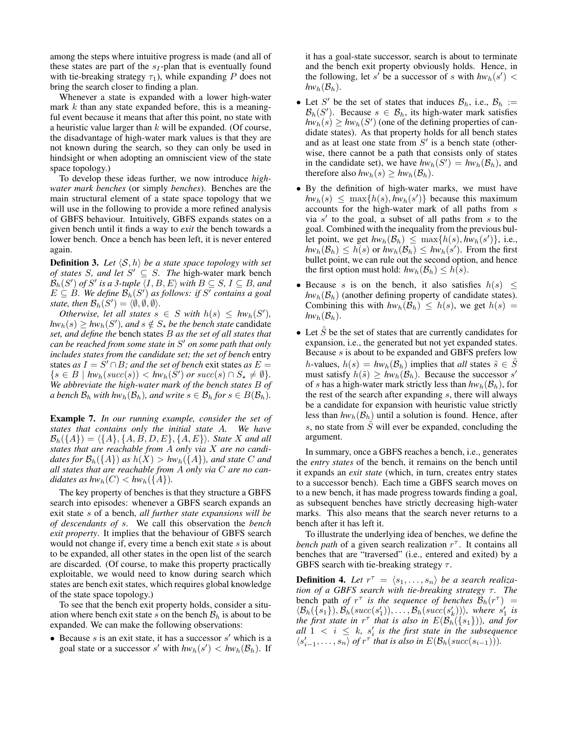among the steps where intuitive progress is made (and all of these states are part of the $s_I$-plan that is eventually found with tie-breaking strategy $\tau_1$), while expanding $P$ does not bring the search closer to finding a plan.

Whenever a state is expanded with a lower high-water mark $k$ than any state expanded before, this is a meaningful event because it means that after this point, no state with a heuristic value larger than $k$ will be expanded. (Of course, the disadvantage of high-water mark values is that they are not known during the search, so they can only be used in hindsight or when adopting an omniscient view of the state space topology.)

To develop these ideas further, we now introduce *high-water mark benches* (or simply *benches*). Benches are the main structural element of a state space topology that we will use in the following to provide a more refined analysis of GBFS behaviour. Intuitively, GBFS expands states on a given bench until it finds a way to *exit* the bench towards a lower bench. Once a bench has been left, it is never entered again.

**Definition 3.** *Let $\langle \mathcal{S}, h\rangle$ be a state space topology with set of states $S$, and let $S' \subseteq S$. The* high-water mark bench *$\mathcal{B}_h(S')$ of $S'$ is a 3-tuple $\langle I, B, E\rangle$ with $B \subseteq S$, $I \subseteq B$, and $E \subseteq B$. We define $\mathcal{B}_h(S')$ as follows: if $S'$ contains a goal state, then $\mathcal{B}_h(S') = \langle \emptyset, \emptyset, \emptyset\rangle$.*

*Otherwise, let all states $s \in S$ with $h(s) \le hw_h(S')$, $hw_h(s) \ge hw_h(S')$, and $s \notin S_\star$ be the bench state* candidate *set, and define the* bench states *$B$ as the set of all states that can be reached from some state in $S'$ on some path that only includes states from the candidate set; the set of bench* entry states *as $I = S' \cap B$; and the set of bench* exit states *as $E = \{s \in B \mid hw_h(succ(s)) < hw_h(S') \text{ or } succ(s) \cap S_\star \neq \emptyset\}$. We abbreviate the high-water mark of the bench states $B$ of a bench $\mathcal{B}_h$ with $hw_h(\mathcal{B}_h)$, and write $s \in \mathcal{B}_h$ for $s \in B(\mathcal{B}_h)$.*

**Example 7.** *In our running example, consider the set of states that contains only the initial state $A$. We have $\mathcal{B}_h(\{A\}) = \langle \{A\}, \{A, B, D, E\}, \{A, E\}\rangle$. State $X$ and all states that are reachable from $A$ only via $X$ are no candidates for $\mathcal{B}_h(\{A\})$ as $h(X) > hw_h(\{A\})$, and state $C$ and all states that are reachable from $A$ only via $C$ are no candidates as $hw_h(C) < hw_h(\{A\})$.*

The key property of benches is that they structure a GBFS search into episodes: whenever a GBFS search expands an exit state $s$ of a bench, *all further state expansions will be of descendants of $s$*. We call this observation the *bench exit property*. It implies that the behaviour of GBFS search would not change if, every time a bench exit state $s$ is about to be expanded, all other states in the open list of the search are discarded. (Of course, to make this property practically exploitable, we would need to know during search which states are bench exit states, which requires global knowledge of the state space topology.)

To see that the bench exit property holds, consider a situation where bench exit state $s$ on the bench $\mathcal{B}_h$ is about to be expanded. We can make the following observations:

- Because $s$ is an exit state, it has a successor $s'$ which is a goal state or a successor $s'$ with $hw_h(s') < hw_h(\mathcal{B}_h)$. If it has a goal-state successor, search is about to terminate and the bench exit property obviously holds. Hence, in the following, let $s'$ be a successor of $s$ with $hw_h(s') < hw_h(\mathcal{B}_h)$.
- Let $S'$ be the set of states that induces $\mathcal{B}_h$, i.e., $\mathcal{B}_h := \mathcal{B}_h(S')$. Because $s \in \mathcal{B}_h$, its high-water mark satisfies $hw_h(s) \ge hw_h(S')$ (one of the defining properties of candidate states). As that property holds for all bench states and as at least one state from $S'$ is a bench state (otherwise, there cannot be a path that consists only of states in the candidate set), we have $hw_h(S') = hw_h(\mathcal{B}_h)$, and therefore also $hw_h(s) \ge hw_h(\mathcal{B}_h)$.
- By the definition of high-water marks, we must have $hw_h(s) \le \max\{h(s), hw_h(s')\}$ because this maximum accounts for the high-water mark of all paths from $s$ via $s'$ to the goal, a subset of all paths from $s$ to the goal. Combined with the inequality from the previous bullet point, we get $hw_h(\mathcal{B}_h) \le \max\{h(s), hw_h(s')\}$, i.e., $hw_h(\mathcal{B}_h) \le h(s)$ or $hw_h(\mathcal{B}_h) \le hw_h(s')$. From the first bullet point, we can rule out the second option, and hence the first option must hold: $hw_h(\mathcal{B}_h) \le h(s)$.
- Because $s$ is on the bench, it also satisfies $h(s) \le hw_h(\mathcal{B}_h)$ (another defining property of candidate states). Combining this with $hw_h(\mathcal{B}_h) \le h(s)$, we get $h(s) = hw_h(\mathcal{B}_h)$.
- Let $\tilde{S}$ be the set of states that are currently candidates for expansion, i.e., the generated but not yet expanded states. Because $s$ is about to be expanded and GBFS prefers low $h$-values, $h(s) = hw_h(\mathcal{B}_h)$ implies that *all* states $\tilde{s} \in \tilde{S}$ must satisfy $h(\tilde{s}) \ge hw_h(\mathcal{B}_h)$. Because the successor $s'$ of $s$ has a high-water mark strictly less than $hw_h(\mathcal{B}_h)$, for the rest of the search after expanding $s$, there will always be a candidate for expansion with heuristic value strictly less than $hw_h(\mathcal{B}_h)$ until a solution is found. Hence, after $s$, no state from $\tilde{S}$ will ever be expanded, concluding the argument.

In summary, once a GBFS reaches a bench, i.e., generates the *entry states* of the bench, it remains on the bench until it expands an *exit state* (which, in turn, creates entry states to a successor bench). Each time a GBFS search moves on to a new bench, it has made progress towards finding a goal, as subsequent benches have strictly decreasing high-water marks. This also means that the search never returns to a bench after it has left it.

To illustrate the underlying idea of benches, we define the *bench path* of a given search realization $r^\tau$. It contains all benches that are "traversed" (i.e., entered and exited) by a GBFS search with tie-breaking strategy $\tau$.

**Definition 4.** *Let $r^\tau = \langle s_1, \dots, s_n\rangle$ be a search realization of a GBFS search with tie-breaking strategy $\tau$. The* bench path *of $r^\tau$ is the sequence of benches $\mathcal{B}_h(r^\tau) = \langle \mathcal{B}_h(\{s_1\}), \mathcal{B}_h(succ(s'_1)), \dots, \mathcal{B}_h(succ(s'_k))\rangle$, where $s'_1$ is the first state in $r^\tau$ that is also in $E(\mathcal{B}_h(\{s_1\}))$, and for all $1 < i \le k$, $s'_i$ is the first state in the subsequence $\langle s'_{i-1}, \dots, s_n\rangle$ of $r^\tau$ that is also in $E(\mathcal{B}_h(succ(s_{i-1})))$.*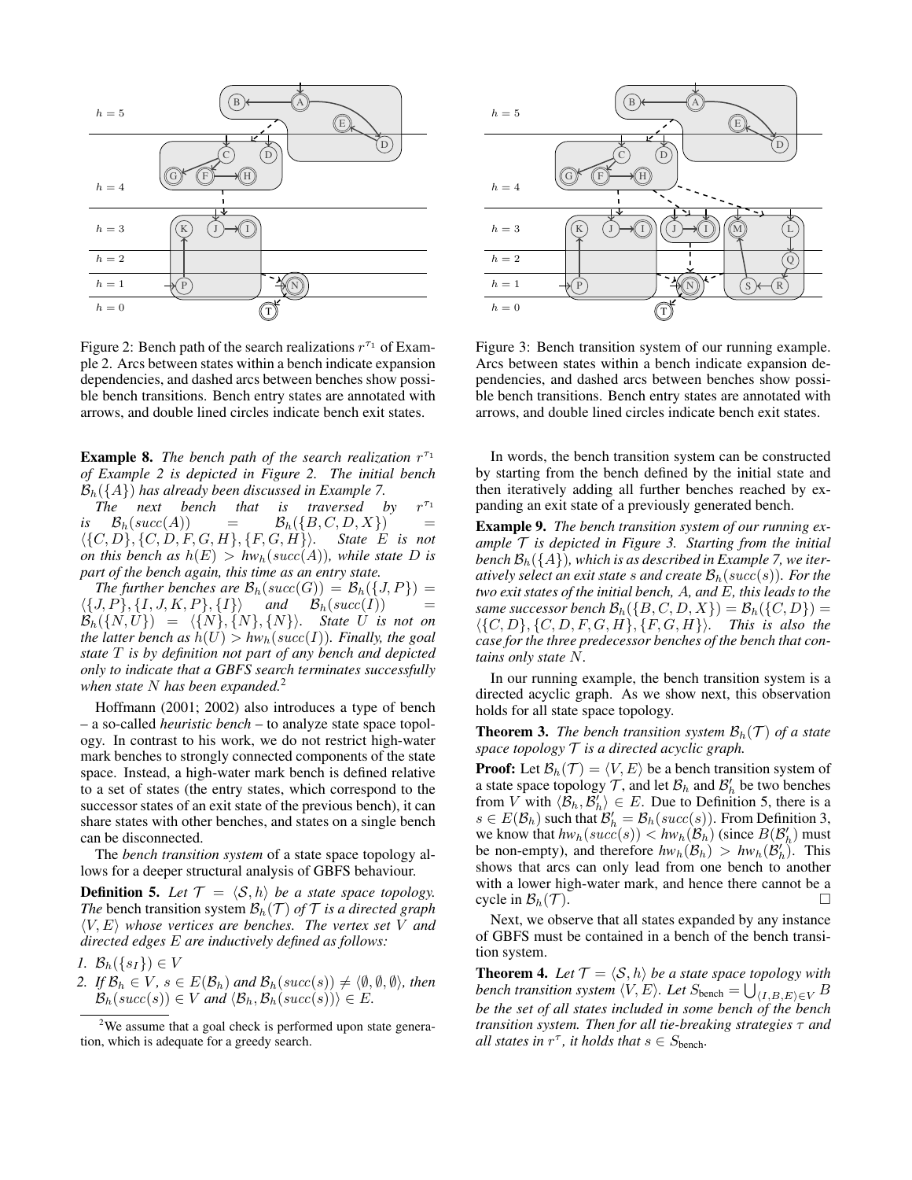Figure 2: Bench path of the search realizations $r^{\tau_1}$ of Example 2. Arcs between states within a bench indicate expansion dependencies, and dashed arcs between benches show possible bench transitions. Bench entry states are annotated with arrows, and double lined circles indicate bench exit states.

Figure 3: Bench transition system of our running example. Arcs between states within a bench indicate expansion dependencies, and dashed arcs between benches show possible bench transitions. Bench entry states are annotated with arrows, and double lined circles indicate bench exit states.

**Example 8.** *The bench path of the search realization $r^{\tau_1}$ of Example 2 is depicted in Figure 2. The initial bench $\mathcal{B}_h(\{A\})$ has already been discussed in Example 7.*

*The next bench that is traversed by $r^{\tau_1}$ is $\mathcal{B}_h(succ(A)) = \mathcal{B}_h(\{B, C, D, X\}) = \langle\{C, D\}, \{C, D, F, G, H\}, \{F, G, H\}\rangle$. State $E$ is not on this bench as $h(E) > hw_h(succ(A))$, while state $D$ is part of the bench again, this time as an entry state.*

*The further benches are $\mathcal{B}_h(succ(G)) = \mathcal{B}_h(\{J, P\}) = \langle\{J, P\}, \{I, J, K, P\}, \{I\}\rangle$ and $\mathcal{B}_h(succ(I)) = \mathcal{B}_h(\{N, U\}) = \langle\{N\}, \{N\}, \{N\}\rangle$. State $U$ is not on the latter bench as $h(U) > hw_h(succ(I))$. Finally, the goal state $T$ is by definition not part of any bench and depicted only to indicate that a GBFS search terminates successfully when state $N$ has been expanded.*[2]

Hoffmann (2001; 2002) also introduces a type of bench – a so-called *heuristic bench* – to analyze state space topology. In contrast to his work, we do not restrict high-water mark benches to strongly connected components of the state space. Instead, a high-water mark bench is defined relative to a set of states (the entry states, which correspond to the successor states of an exit state of the previous bench), it can share states with other benches, and states on a single bench can be disconnected.

The *bench transition system* of a state space topology allows for a deeper structural analysis of GBFS behaviour.

**Definition 5.** *Let $\mathcal{T} = \langle\mathcal{S}, h\rangle$ be a state space topology. The* bench transition system *$\mathcal{B}_h(\mathcal{T})$ of $\mathcal{T}$ is a directed graph $\langle V, E\rangle$ whose vertices are benches. The vertex set $V$ and directed edges $E$ are inductively defined as follows:*

1. *$\mathcal{B}_h(\{s_I\}) \in V$*
2. *If $\mathcal{B}_h \in V$, $s \in E(\mathcal{B}_h)$ and $\mathcal{B}_h(succ(s)) \neq \langle\emptyset, \emptyset, \emptyset\rangle$, then $\mathcal{B}_h(succ(s)) \in V$ and $\langle\mathcal{B}_h, \mathcal{B}_h(succ(s))\rangle \in E$.*

[2] We assume that a goal check is performed upon state generation, which is adequate for a greedy search.

In words, the bench transition system can be constructed by starting from the bench defined by the initial state and then iteratively adding all further benches reached by expanding an exit state of a previously generated bench.

**Example 9.** *The bench transition system of our running example $\mathcal{T}$ is depicted in Figure 3. Starting from the initial bench $\mathcal{B}_h(\{A\})$, which is as described in Example 7, we iteratively select an exit state $s$ and create $\mathcal{B}_h(succ(s))$. For the two exit states of the initial bench, $A$, and $E$, this leads to the same successor bench $\mathcal{B}_h(\{B, C, D, X\}) = \mathcal{B}_h(\{C, D\}) = \langle\{C, D\}, \{C, D, F, G, H\}, \{F, G, H\}\rangle$. This is also the case for the three predecessor benches of the bench that contains only state $N$.*

In our running example, the bench transition system is a directed acyclic graph. As we show next, this observation holds for all state space topology.

**Theorem 3.** *The bench transition system $\mathcal{B}_h(\mathcal{T})$ of a state space topology $\mathcal{T}$ is a directed acyclic graph.*

**Proof:** Let $\mathcal{B}_h(\mathcal{T}) = \langle V, E\rangle$ be a bench transition system of a state space topology $\mathcal{T}$, and let $\mathcal{B}_h$ and $\mathcal{B}'_h$ be two benches from $V$ with $\langle\mathcal{B}_h, \mathcal{B}'_h\rangle \in E$. Due to Definition 5, there is a $s \in E(\mathcal{B}_h)$ such that $\mathcal{B}'_h = \mathcal{B}_h(succ(s))$. From Definition 3, we know that $hw_h(succ(s)) < hw_h(\mathcal{B}_h)$ (since $B(\mathcal{B}'_h)$ must be non-empty), and therefore $hw_h(\mathcal{B}_h) > hw_h(\mathcal{B}'_h)$. This shows that arcs can only lead from one bench to another with a lower high-water mark, and hence there cannot be a cycle in $\mathcal{B}_h(\mathcal{T})$. □

Next, we observe that all states expanded by any instance of GBFS must be contained in a bench of the bench transition system.

**Theorem 4.** *Let $\mathcal{T} = \langle\mathcal{S}, h\rangle$ be a state space topology with bench transition system $\langle V, E\rangle$. Let $S_{\text{bench}} = \bigcup_{\langle I,B,E\rangle \in V} B$ be the set of all states included in some bench of the bench transition system. Then for all tie-breaking strategies $\tau$ and all states in $r^\tau$, it holds that $s \in S_{\text{bench}}$.*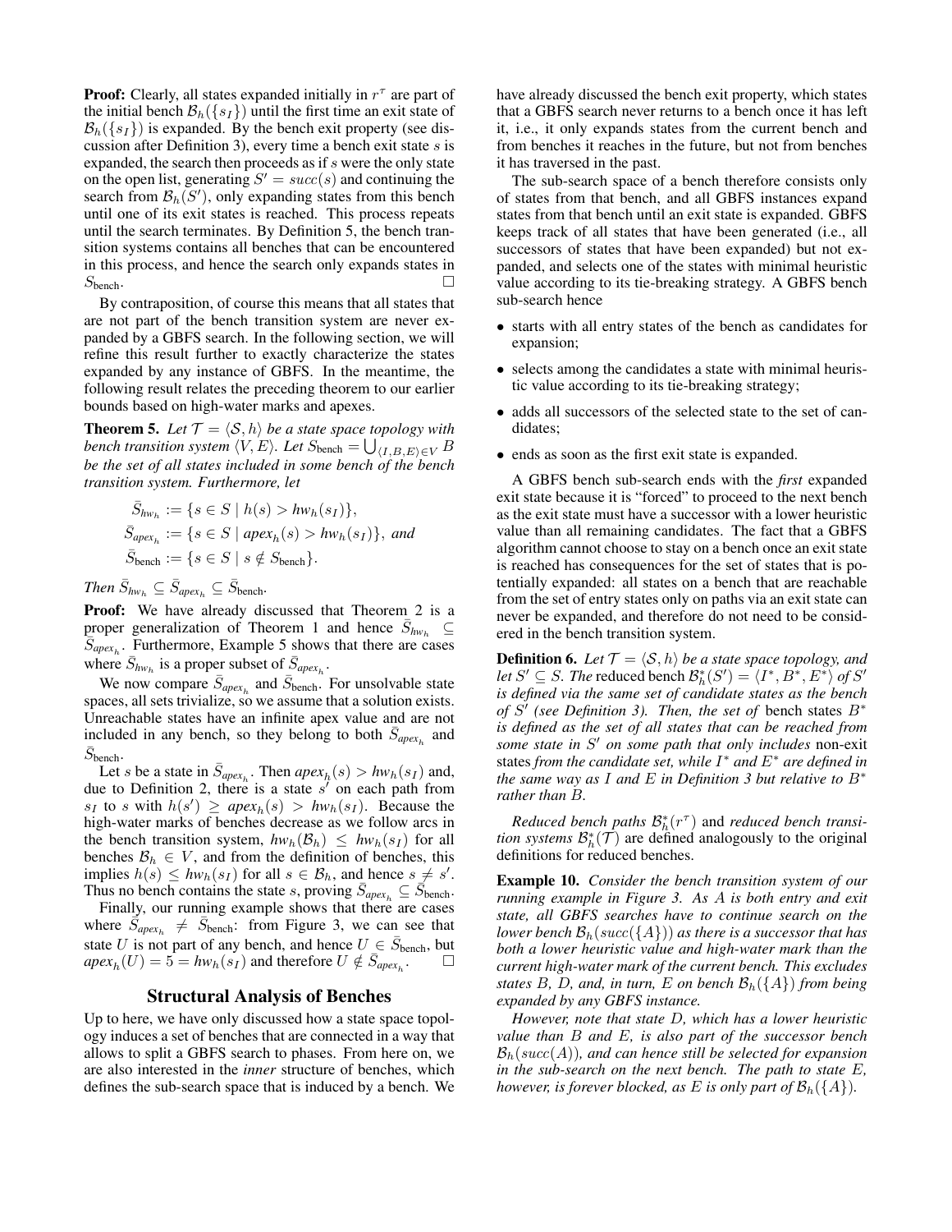**Proof:** Clearly, all states expanded initially in $r^\tau$ are part of the initial bench $\mathcal{B}_h(\{s_I\})$ until the first time an exit state of $\mathcal{B}_h(\{s_I\})$ is expanded. By the bench exit property (see discussion after Definition 3), every time a bench exit state $s$ is expanded, the search then proceeds as if $s$ were the only state on the open list, generating $S' = succ(s)$ and continuing the search from $\mathcal{B}_h(S')$, only expanding states from this bench until one of its exit states is reached. This process repeats until the search terminates. By Definition 5, the bench transition systems contains all benches that can be encountered in this process, and hence the search only expands states in $S_{\text{bench}}$. □

By contraposition, of course this means that all states that are not part of the bench transition system are never expanded by a GBFS search. In the following section, we will refine this result further to exactly characterize the states expanded by any instance of GBFS. In the meantime, the following result relates the preceding theorem to our earlier bounds based on high-water marks and apexes.

**Theorem 5.** *Let $\mathcal{T} = \langle \mathcal{S}, h \rangle$ be a state space topology with bench transition system $\langle V, E \rangle$. Let $S_{\text{bench}} = \bigcup_{\langle I,B,E \rangle \in V} B$ be the set of all states included in some bench of the bench transition system. Furthermore, let*

$$\bar{S}_{hw_h} := \{s \in S \mid h(s) > hw_h(s_I)\},$$
$$\bar{S}_{apex_h} := \{s \in S \mid apex_h(s) > hw_h(s_I)\}, \text{ and}$$
$$\bar{S}_{\text{bench}} := \{s \in S \mid s \notin S_{\text{bench}}\}.$$

*Then $\bar{S}_{hw_h} \subseteq \bar{S}_{apex_h} \subseteq \bar{S}_{\text{bench}}$.*

**Proof:** We have already discussed that Theorem 2 is a proper generalization of Theorem 1 and hence $\bar{S}_{hw_h} \subseteq \bar{S}_{apex_h}$. Furthermore, Example 5 shows that there are cases where $\bar{S}_{hw_h}$ is a proper subset of $\bar{S}_{apex_h}$.

We now compare $\bar{S}_{apex_h}$ and $\bar{S}_{\text{bench}}$. For unsolvable state spaces, all sets trivialize, so we assume that a solution exists. Unreachable states have an infinite apex value and are not included in any bench, so they belong to both $\bar{S}_{apex_h}$ and $\bar{S}_{\text{bench}}$.

Let $s$ be a state in $\bar{S}_{apex_h}$. Then $apex_h(s) > hw_h(s_I)$ and, due to Definition 2, there is a state $s'$ on each path from $s_I$ to $s$ with $h(s') \geq apex_h(s) > hw_h(s_I)$. Because the high-water marks of benches decrease as we follow arcs in the bench transition system, $hw_h(\mathcal{B}_h) \leq hw_h(s_I)$ for all benches $\mathcal{B}_h \in V$, and from the definition of benches, this implies $h(s) \leq hw_h(s_I)$ for all $s \in \mathcal{B}_h$, and hence $s \neq s'$. Thus no bench contains the state $s$, proving $\bar{S}_{apex_h} \subseteq \bar{S}_{\text{bench}}$.

Finally, our running example shows that there are cases where $\bar{S}_{apex_h} \neq \bar{S}_{\text{bench}}$: from Figure 3, we can see that state $U$ is not part of any bench, and hence $U \in \bar{S}_{\text{bench}}$, but $apex_h(U) = 5 = hw_h(s_I)$ and therefore $U \notin \bar{S}_{apex_h}$. □

## Structural Analysis of Benches

Up to here, we have only discussed how a state space topology induces a set of benches that are connected in a way that allows to split a GBFS search to phases. From here on, we are also interested in the *inner* structure of benches, which defines the sub-search space that is induced by a bench. We have already discussed the bench exit property, which states that a GBFS search never returns to a bench once it has left it, i.e., it only expands states from the current bench and from benches it reaches in the future, but not from benches it has traversed in the past.

The sub-search space of a bench therefore consists only of states from that bench, and all GBFS instances expand states from that bench until an exit state is expanded. GBFS keeps track of all states that have been generated (i.e., all successors of states that have been expanded) but not expanded, and selects one of the states with minimal heuristic value according to its tie-breaking strategy. A GBFS bench sub-search hence

- starts with all entry states of the bench as candidates for expansion;
- selects among the candidates a state with minimal heuristic value according to its tie-breaking strategy;
- adds all successors of the selected state to the set of candidates;
- ends as soon as the first exit state is expanded.

A GBFS bench sub-search ends with the *first* expanded exit state because it is "forced" to proceed to the next bench as the exit state must have a successor with a lower heuristic value than all remaining candidates. The fact that a GBFS algorithm cannot choose to stay on a bench once an exit state is reached has consequences for the set of states that is potentially expanded: all states on a bench that are reachable from the set of entry states only on paths via an exit state can never be expanded, and therefore do not need to be considered in the bench transition system.

**Definition 6.** *Let $\mathcal{T} = \langle \mathcal{S}, h \rangle$ be a state space topology, and let $S' \subseteq S$. The* reduced bench *$\mathcal{B}^*_h(S') = \langle I^*, B^*, E^* \rangle$ of $S'$ is defined via the same set of candidate states as the bench of $S'$ (see Definition 3). Then, the set of* bench states *$B^*$ is defined as the set of all states that can be reached from some state in $S'$ on some path that only includes* non-exit states *from the candidate set, while $I^*$ and $E^*$ are defined in the same way as $I$ and $E$ in Definition 3 but relative to $B^*$ rather than $B$.*

*Reduced bench paths $\mathcal{B}^*_h(r^\tau)$ and reduced bench transition systems $\mathcal{B}^*_h(\mathcal{T})$ are defined analogously to the original definitions for reduced benches.*

**Example 10.** *Consider the bench transition system of our running example in Figure 3. As $A$ is both entry and exit state, all GBFS searches have to continue search on the lower bench $\mathcal{B}_h(succ(\{A\}))$ as there is a successor that has both a lower heuristic value and high-water mark than the current high-water mark of the current bench. This excludes states $B$, $D$, and, in turn, $E$ on bench $\mathcal{B}_h(\{A\})$ from being expanded by any GBFS instance.*

*However, note that state $D$, which has a lower heuristic value than $B$ and $E$, is also part of the successor bench $\mathcal{B}_h(succ(A))$, and can hence still be selected for expansion in the sub-search on the next bench. The path to state $E$, however, is forever blocked, as $E$ is only part of $\mathcal{B}_h(\{A\})$.*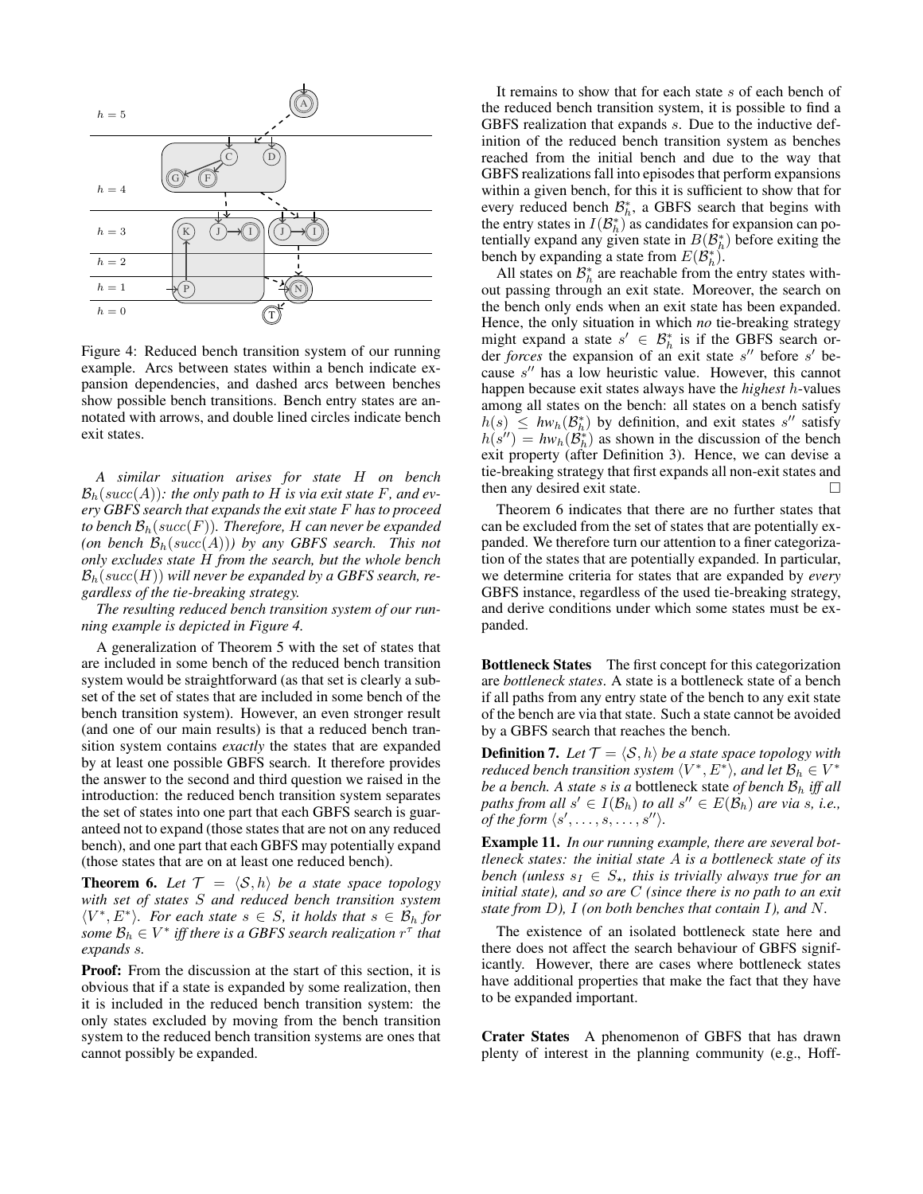Figure 4: Reduced bench transition system of our running example. Arcs between states within a bench indicate expansion dependencies, and dashed arcs between benches show possible bench transitions. Bench entry states are annotated with arrows, and double lined circles indicate bench exit states.

*A similar situation arises for state $H$ on bench $\mathcal{B}_h(succ(A))$: the only path to $H$ is via exit state $F$, and every GBFS search that expands the exit state $F$ has to proceed to bench $\mathcal{B}_h(succ(F))$. Therefore, $H$ can never be expanded (on bench $\mathcal{B}_h(succ(A))$) by any GBFS search. This not only excludes state $H$ from the search, but the whole bench $\mathcal{B}_h(succ(H))$ will never be expanded by a GBFS search, regardless of the tie-breaking strategy.*

*The resulting reduced bench transition system of our running example is depicted in Figure 4.*

A generalization of Theorem 5 with the set of states that are included in some bench of the reduced bench transition system would be straightforward (as that set is clearly a subset of the set of states that are included in some bench of the bench transition system). However, an even stronger result (and one of our main results) is that a reduced bench transition system contains *exactly* the states that are expanded by at least one possible GBFS search. It therefore provides the answer to the second and third question we raised in the introduction: the reduced bench transition system separates the set of states into one part that each GBFS search is guaranteed not to expand (those states that are not on any reduced bench), and one part that each GBFS may potentially expand (those states that are on at least one reduced bench).

**Theorem 6.** *Let $\mathcal{T} = \langle \mathcal{S}, h \rangle$ be a state space topology with set of states $S$ and reduced bench transition system $\langle V^*, E^* \rangle$. For each state $s \in S$, it holds that $s \in \mathcal{B}_h$ for some $\mathcal{B}_h \in V^*$ iff there is a GBFS search realization $r^\tau$ that expands $s$.*

**Proof:** From the discussion at the start of this section, it is obvious that if a state is expanded by some realization, then it is included in the reduced bench transition system: the only states excluded by moving from the bench transition system to the reduced bench transition systems are ones that cannot possibly be expanded.

It remains to show that for each state $s$ of each bench of the reduced bench transition system, it is possible to find a GBFS realization that expands $s$. Due to the inductive definition of the reduced bench transition system as benches reached from the initial bench and due to the way that GBFS realizations fall into episodes that perform expansions within a given bench, for this it is sufficient to show that for every reduced bench $\mathcal{B}^*_h$, a GBFS search that begins with the entry states in $I(\mathcal{B}^*_h)$ as candidates for expansion can potentially expand any given state in $B(\mathcal{B}^*_h)$ before exiting the bench by expanding a state from $E(\mathcal{B}^*_h)$.

All states on $\mathcal{B}^*_h$ are reachable from the entry states without passing through an exit state. Moreover, the search on the bench only ends when an exit state has been expanded. Hence, the only situation in which *no* tie-breaking strategy might expand a state $s' \in \mathcal{B}^*_h$ is if the GBFS search order *forces* the expansion of an exit state $s''$ before $s'$ because $s''$ has a low heuristic value. However, this cannot happen because exit states always have the *highest* $h$-values among all states on the bench: all states on a bench satisfy $h(s) \le hw_h(\mathcal{B}^*_h)$ by definition, and exit states $s''$ satisfy $h(s'') = hw_h(\mathcal{B}^*_h)$ as shown in the discussion of the bench exit property (after Definition 3). Hence, we can devise a tie-breaking strategy that first expands all non-exit states and then any desired exit state. □

Theorem 6 indicates that there are no further states that can be excluded from the set of states that are potentially expanded. We therefore turn our attention to a finer categorization of the states that are potentially expanded. In particular, we determine criteria for states that are expanded by *every* GBFS instance, regardless of the used tie-breaking strategy, and derive conditions under which some states must be expanded.

**Bottleneck States** The first concept for this categorization are *bottleneck states*. A state is a bottleneck state of a bench if all paths from any entry state of the bench to any exit state of the bench are via that state. Such a state cannot be avoided by a GBFS search that reaches the bench.

**Definition 7.** *Let $\mathcal{T} = \langle \mathcal{S}, h \rangle$ be a state space topology with reduced bench transition system $\langle V^*, E^* \rangle$, and let $\mathcal{B}_h \in V^*$ be a bench. A state $s$ is a* bottleneck state *of bench $\mathcal{B}_h$ iff all paths from all $s' \in I(\mathcal{B}_h)$ to all $s'' \in E(\mathcal{B}_h)$ are via $s$, i.e., of the form $\langle s', \ldots, s, \ldots, s'' \rangle$.*

**Example 11.** *In our running example, there are several bottleneck states: the initial state $A$ is a bottleneck state of its bench (unless $s_I \in S_\star$, this is trivially always true for an initial state), and so are $C$ (since there is no path to an exit state from $D$), $I$ (on both benches that contain $I$), and $N$.*

The existence of an isolated bottleneck state here and there does not affect the search behaviour of GBFS significantly. However, there are cases where bottleneck states have additional properties that make the fact that they have to be expanded important.

**Crater States** A phenomenon of GBFS that has drawn plenty of interest in the planning community (e.g., Hoff-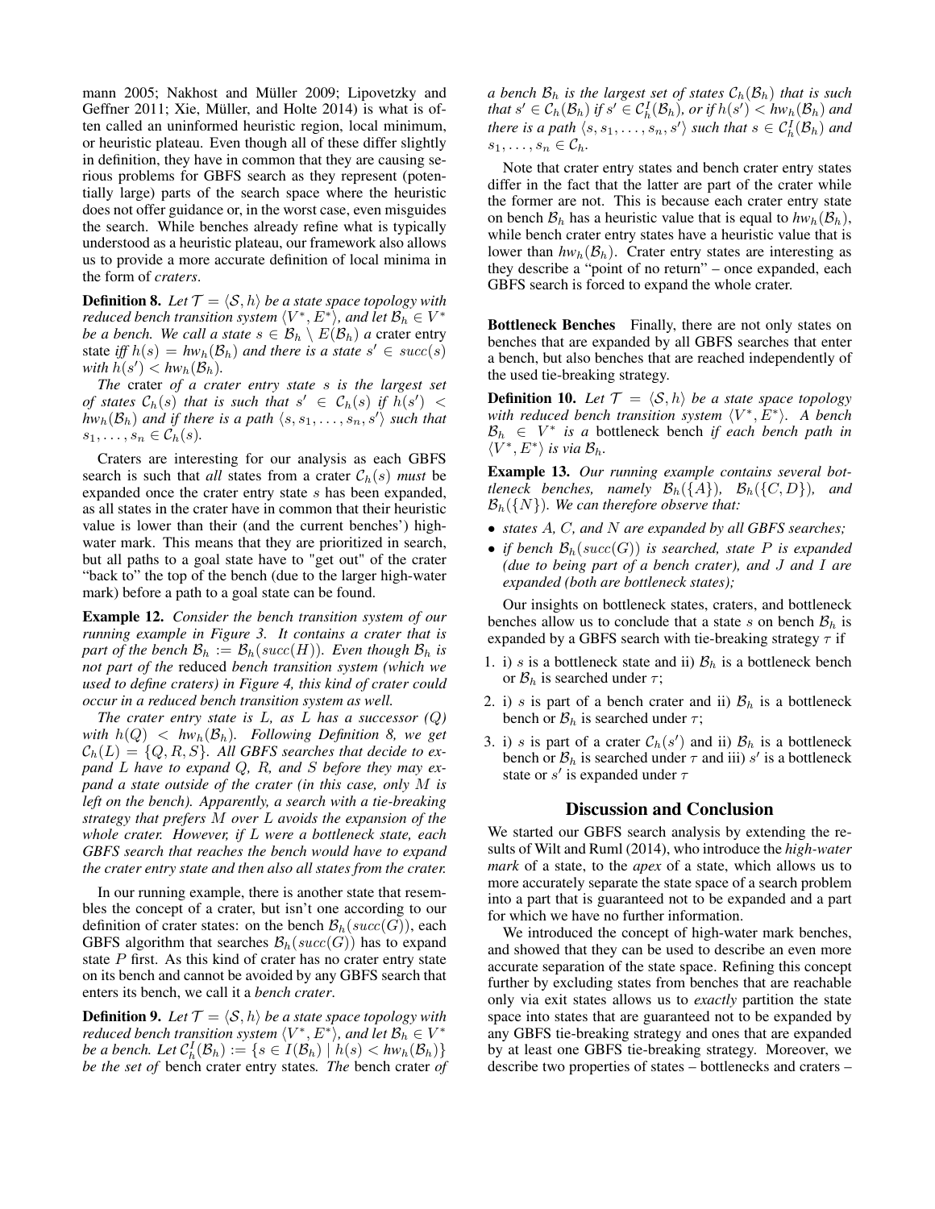mann 2005; Nakhost and Müller 2009; Lipovetzky and Geffner 2011; Xie, Müller, and Holte 2014) is what is often called an uninformed heuristic region, local minimum, or heuristic plateau. Even though all of these differ slightly in definition, they have in common that they are causing serious problems for GBFS search as they represent (potentially large) parts of the search space where the heuristic does not offer guidance or, in the worst case, even misguides the search. While benches already refine what is typically understood as a heuristic plateau, our framework also allows us to provide a more accurate definition of local minima in the form of *craters*.

**Definition 8.** *Let $\mathcal{T} = \langle \mathcal{S}, h \rangle$ be a state space topology with reduced bench transition system $\langle V^*, E^* \rangle$, and let $\mathcal{B}_h \in V^*$ be a bench. We call a state $s \in \mathcal{B}_h \setminus E(\mathcal{B}_h)$ a* crater entry state *iff $h(s) = hw_h(\mathcal{B}_h)$ and there is a state $s' \in succ(s)$ with $h(s') < hw_h(\mathcal{B}_h)$.*

*The* crater *of a crater entry state $s$ is the largest set of states $\mathcal{C}_h(s)$ that is such that $s' \in \mathcal{C}_h(s)$ if $h(s') < hw_h(\mathcal{B}_h)$ and if there is a path $\langle s, s_1, \ldots, s_n, s' \rangle$ such that $s_1, \ldots, s_n \in \mathcal{C}_h(s)$.*

Craters are interesting for our analysis as each GBFS search is such that *all* states from a crater $\mathcal{C}_h(s)$ *must* be expanded once the crater entry state $s$ has been expanded, as all states in the crater have in common that their heuristic value is lower than their (and the current benches') high-water mark. This means that they are prioritized in search, but all paths to a goal state have to "get out" of the crater "back to" the top of the bench (due to the larger high-water mark) before a path to a goal state can be found.

**Example 12.** *Consider the bench transition system of our running example in Figure 3. It contains a crater that is part of the bench $\mathcal{B}_h := \mathcal{B}_h(succ(H))$. Even though $\mathcal{B}_h$ is not part of the* reduced *bench transition system (which we used to define craters) in Figure 4, this kind of crater could occur in a reduced bench transition system as well.*

*The crater entry state is $L$, as $L$ has a successor ($Q$) with $h(Q) < hw_h(\mathcal{B}_h)$. Following Definition 8, we get $\mathcal{C}_h(L) = \{Q, R, S\}$. All GBFS searches that decide to expand $L$ have to expand $Q$, $R$, and $S$ before they may expand a state outside of the crater (in this case, only $M$ is left on the bench). Apparently, a search with a tie-breaking strategy that prefers $M$ over $L$ avoids the expansion of the whole crater. However, if $L$ were a bottleneck state, each GBFS search that reaches the bench would have to expand the crater entry state and then also all states from the crater.*

In our running example, there is another state that resembles the concept of a crater, but isn't one according to our definition of crater states: on the bench $\mathcal{B}_h(succ(G))$, each GBFS algorithm that searches $\mathcal{B}_h(succ(G))$ has to expand state $P$ first. As this kind of crater has no crater entry state on its bench and cannot be avoided by any GBFS search that enters its bench, we call it a *bench crater*.

**Definition 9.** *Let $\mathcal{T} = \langle \mathcal{S}, h \rangle$ be a state space topology with reduced bench transition system $\langle V^*, E^* \rangle$, and let $\mathcal{B}_h \in V^*$ be a bench. Let $\mathcal{C}^I_h(\mathcal{B}_h) := \{s \in I(\mathcal{B}_h) \mid h(s) < hw_h(\mathcal{B}_h)\}$ be the set of* bench crater entry states*. The* bench crater *of a bench $\mathcal{B}_h$ is the largest set of states $\mathcal{C}_h(\mathcal{B}_h)$ that is such that $s' \in \mathcal{C}_h(\mathcal{B}_h)$ if $s' \in \mathcal{C}^I_h(\mathcal{B}_h)$, or if $h(s') < hw_h(\mathcal{B}_h)$ and there is a path $\langle s, s_1, \ldots, s_n, s' \rangle$ such that $s \in \mathcal{C}^I_h(\mathcal{B}_h)$ and $s_1, \ldots, s_n \in \mathcal{C}_h$.*

Note that crater entry states and bench crater entry states differ in the fact that the latter are part of the crater while the former are not. This is because each crater entry state on bench $\mathcal{B}_h$ has a heuristic value that is equal to $hw_h(\mathcal{B}_h)$, while bench crater entry states have a heuristic value that is lower than $hw_h(\mathcal{B}_h)$. Crater entry states are interesting as they describe a "point of no return" – once expanded, each GBFS search is forced to expand the whole crater.

**Bottleneck Benches** Finally, there are not only states on benches that are expanded by all GBFS searches that enter a bench, but also benches that are reached independently of the used tie-breaking strategy.

**Definition 10.** *Let $\mathcal{T} = \langle \mathcal{S}, h \rangle$ be a state space topology with reduced bench transition system $\langle V^*, E^* \rangle$. A bench $\mathcal{B}_h \in V^*$ is a* bottleneck bench *if each bench path in $\langle V^*, E^* \rangle$ is via $\mathcal{B}_h$.*

**Example 13.** *Our running example contains several bottleneck benches, namely $\mathcal{B}_h(\{A\})$, $\mathcal{B}_h(\{C, D\})$, and $\mathcal{B}_h(\{N\})$. We can therefore observe that:*

- *states $A$, $C$, and $N$ are expanded by all GBFS searches;*
- *if bench $\mathcal{B}_h(succ(G))$ is searched, state $P$ is expanded (due to being part of a bench crater), and $J$ and $I$ are expanded (both are bottleneck states);*

Our insights on bottleneck states, craters, and bottleneck benches allow us to conclude that a state $s$ on bench $\mathcal{B}_h$ is expanded by a GBFS search with tie-breaking strategy $\tau$ if

1. i) $s$ is a bottleneck state and ii) $\mathcal{B}_h$ is a bottleneck bench or $\mathcal{B}_h$ is searched under $\tau$;
2. i) $s$ is part of a bench crater and ii) $\mathcal{B}_h$ is a bottleneck bench or $\mathcal{B}_h$ is searched under $\tau$;
3. i) $s$ is part of a crater $\mathcal{C}_h(s')$ and ii) $\mathcal{B}_h$ is a bottleneck bench or $\mathcal{B}_h$ is searched under $\tau$ and iii) $s'$ is a bottleneck state or $s'$ is expanded under $\tau$

## Discussion and Conclusion

We started our GBFS search analysis by extending the results of Wilt and Ruml (2014), who introduce the *high-water mark* of a state, to the *apex* of a state, which allows us to more accurately separate the state space of a search problem into a part that is guaranteed not to be expanded and a part for which we have no further information.

We introduced the concept of high-water mark benches, and showed that they can be used to describe an even more accurate separation of the state space. Refining this concept further by excluding states from benches that are reachable only via exit states allows us to *exactly* partition the state space into states that are guaranteed not to be expanded by any GBFS tie-breaking strategy and ones that are expanded by at least one GBFS tie-breaking strategy. Moreover, we describe two properties of states – bottlenecks and craters –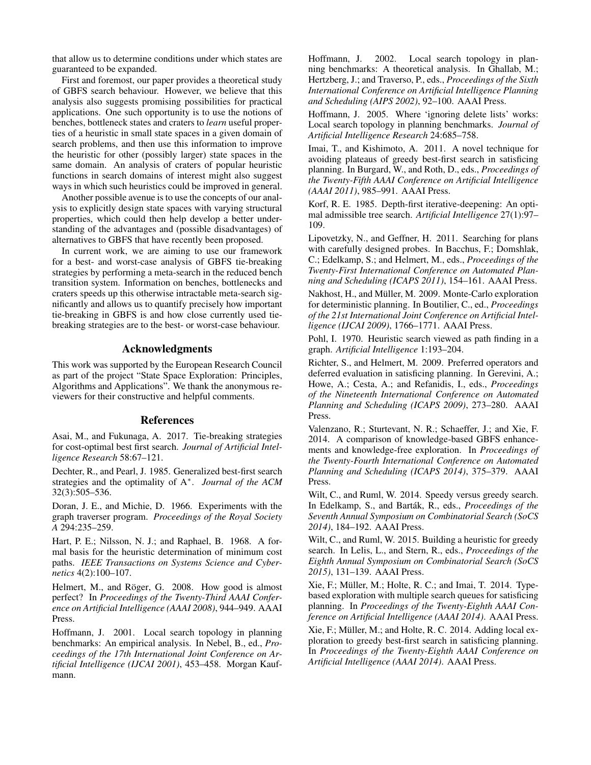that allow us to determine conditions under which states are guaranteed to be expanded.

First and foremost, our paper provides a theoretical study of GBFS search behaviour. However, we believe that this analysis also suggests promising possibilities for practical applications. One such opportunity is to use the notions of benches, bottleneck states and craters to *learn* useful properties of a heuristic in small state spaces in a given domain of search problems, and then use this information to improve the heuristic for other (possibly larger) state spaces in the same domain. An analysis of craters of popular heuristic functions in search domains of interest might also suggest ways in which such heuristics could be improved in general.

Another possible avenue is to use the concepts of our analysis to explicitly design state spaces with varying structural properties, which could then help develop a better understanding of the advantages and (possible disadvantages) of alternatives to GBFS that have recently been proposed.

In current work, we are aiming to use our framework for a best- and worst-case analysis of GBFS tie-breaking strategies by performing a meta-search in the reduced bench transition system. Information on benches, bottlenecks and craters speeds up this otherwise intractable meta-search significantly and allows us to quantify precisely how important tie-breaking in GBFS is and how close currently used tie-breaking strategies are to the best- or worst-case behaviour.

## Acknowledgments

This work was supported by the European Research Council as part of the project "State Space Exploration: Principles, Algorithms and Applications". We thank the anonymous reviewers for their constructive and helpful comments.

## References

Asai, M., and Fukunaga, A. 2017. Tie-breaking strategies for cost-optimal best first search. *Journal of Artificial Intelligence Research* 58:67–121.

Dechter, R., and Pearl, J. 1985. Generalized best-first search strategies and the optimality of A$^*$. *Journal of the ACM* 32(3):505–536.

Doran, J. E., and Michie, D. 1966. Experiments with the graph traverser program. *Proceedings of the Royal Society A* 294:235–259.

Hart, P. E.; Nilsson, N. J.; and Raphael, B. 1968. A formal basis for the heuristic determination of minimum cost paths. *IEEE Transactions on Systems Science and Cybernetics* 4(2):100–107.

Helmert, M., and Röger, G. 2008. How good is almost perfect? In *Proceedings of the Twenty-Third AAAI Conference on Artificial Intelligence (AAAI 2008)*, 944–949. AAAI Press.

Hoffmann, J. 2001. Local search topology in planning benchmarks: An empirical analysis. In Nebel, B., ed., *Proceedings of the 17th International Joint Conference on Artificial Intelligence (IJCAI 2001)*, 453–458. Morgan Kaufmann.

Hoffmann, J. 2002. Local search topology in planning benchmarks: A theoretical analysis. In Ghallab, M.; Hertzberg, J.; and Traverso, P., eds., *Proceedings of the Sixth International Conference on Artificial Intelligence Planning and Scheduling (AIPS 2002)*, 92–100. AAAI Press.

Hoffmann, J. 2005. Where 'ignoring delete lists' works: Local search topology in planning benchmarks. *Journal of Artificial Intelligence Research* 24:685–758.

Imai, T., and Kishimoto, A. 2011. A novel technique for avoiding plateaus of greedy best-first search in satisficing planning. In Burgard, W., and Roth, D., eds., *Proceedings of the Twenty-Fifth AAAI Conference on Artificial Intelligence (AAAI 2011)*, 985–991. AAAI Press.

Korf, R. E. 1985. Depth-first iterative-deepening: An optimal admissible tree search. *Artificial Intelligence* 27(1):97–109.

Lipovetzky, N., and Geffner, H. 2011. Searching for plans with carefully designed probes. In Bacchus, F.; Domshlak, C.; Edelkamp, S.; and Helmert, M., eds., *Proceedings of the Twenty-First International Conference on Automated Planning and Scheduling (ICAPS 2011)*, 154–161. AAAI Press.

Nakhost, H., and Müller, M. 2009. Monte-Carlo exploration for deterministic planning. In Boutilier, C., ed., *Proceedings of the 21st International Joint Conference on Artificial Intelligence (IJCAI 2009)*, 1766–1771. AAAI Press.

Pohl, I. 1970. Heuristic search viewed as path finding in a graph. *Artificial Intelligence* 1:193–204.

Richter, S., and Helmert, M. 2009. Preferred operators and deferred evaluation in satisficing planning. In Gerevini, A.; Howe, A.; Cesta, A.; and Refanidis, I., eds., *Proceedings of the Nineteenth International Conference on Automated Planning and Scheduling (ICAPS 2009)*, 273–280. AAAI Press.

Valenzano, R.; Sturtevant, N. R.; Schaeffer, J.; and Xie, F. 2014. A comparison of knowledge-based GBFS enhancements and knowledge-free exploration. In *Proceedings of the Twenty-Fourth International Conference on Automated Planning and Scheduling (ICAPS 2014)*, 375–379. AAAI Press.

Wilt, C., and Ruml, W. 2014. Speedy versus greedy search. In Edelkamp, S., and Barták, R., eds., *Proceedings of the Seventh Annual Symposium on Combinatorial Search (SoCS 2014)*, 184–192. AAAI Press.

Wilt, C., and Ruml, W. 2015. Building a heuristic for greedy search. In Lelis, L., and Stern, R., eds., *Proceedings of the Eighth Annual Symposium on Combinatorial Search (SoCS 2015)*, 131–139. AAAI Press.

Xie, F.; Müller, M.; Holte, R. C.; and Imai, T. 2014. Type-based exploration with multiple search queues for satisficing planning. In *Proceedings of the Twenty-Eighth AAAI Conference on Artificial Intelligence (AAAI 2014)*. AAAI Press.

Xie, F.; Müller, M.; and Holte, R. C. 2014. Adding local exploration to greedy best-first search in satisficing planning. In *Proceedings of the Twenty-Eighth AAAI Conference on Artificial Intelligence (AAAI 2014)*. AAAI Press.